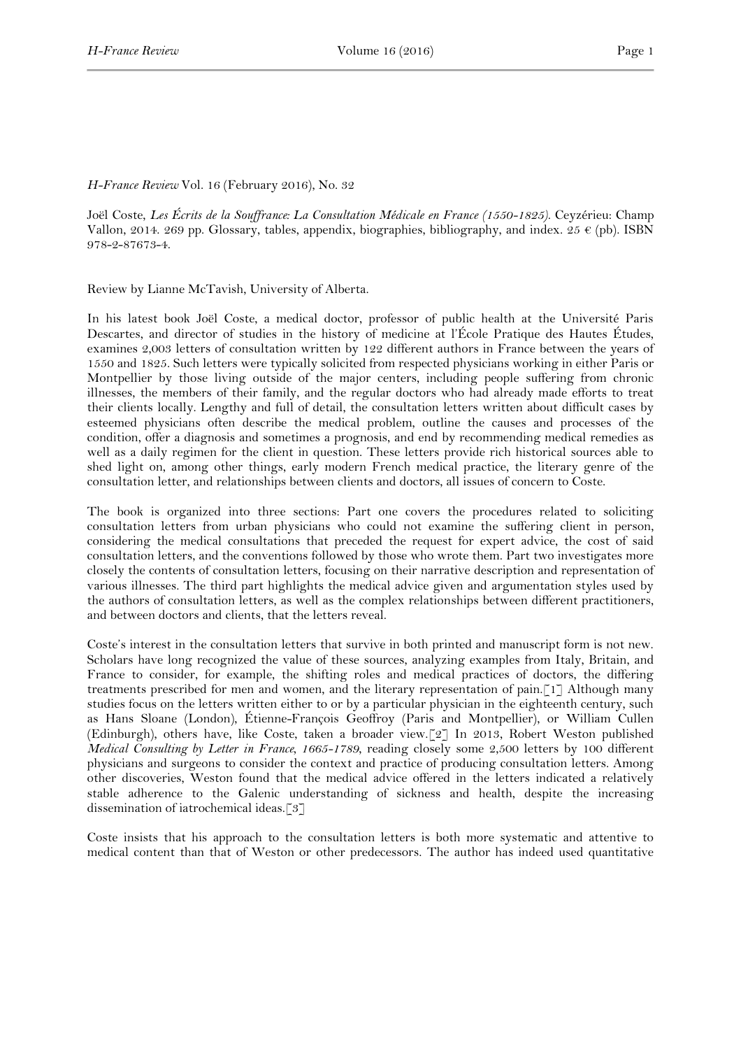*H-France Review* Vol. 16 (February 2016), No. 32

Joël Coste, *Les Écrits de la Souffrance: La Consultation Médicale en France (1550-1825)*. Ceyzérieu: Champ Vallon, 2014. 269 pp. Glossary, tables, appendix, biographies, bibliography, and index. 25 € (pb). ISBN 978-2-87673-4.

Review by Lianne McTavish, University of Alberta.

In his latest book Joël Coste, a medical doctor, professor of public health at the Université Paris Descartes, and director of studies in the history of medicine at l'École Pratique des Hautes Études, examines 2,003 letters of consultation written by 122 different authors in France between the years of 1550 and 1825. Such letters were typically solicited from respected physicians working in either Paris or Montpellier by those living outside of the major centers, including people suffering from chronic illnesses, the members of their family, and the regular doctors who had already made efforts to treat their clients locally. Lengthy and full of detail, the consultation letters written about difficult cases by esteemed physicians often describe the medical problem, outline the causes and processes of the condition, offer a diagnosis and sometimes a prognosis, and end by recommending medical remedies as well as a daily regimen for the client in question. These letters provide rich historical sources able to shed light on, among other things, early modern French medical practice, the literary genre of the consultation letter, and relationships between clients and doctors, all issues of concern to Coste.

The book is organized into three sections: Part one covers the procedures related to soliciting consultation letters from urban physicians who could not examine the suffering client in person, considering the medical consultations that preceded the request for expert advice, the cost of said consultation letters, and the conventions followed by those who wrote them. Part two investigates more closely the contents of consultation letters, focusing on their narrative description and representation of various illnesses. The third part highlights the medical advice given and argumentation styles used by the authors of consultation letters, as well as the complex relationships between different practitioners, and between doctors and clients, that the letters reveal.

Coste's interest in the consultation letters that survive in both printed and manuscript form is not new. Scholars have long recognized the value of these sources, analyzing examples from Italy, Britain, and France to consider, for example, the shifting roles and medical practices of doctors, the differing treatments prescribed for men and women, and the literary representation of pain.[1] Although many studies focus on the letters written either to or by a particular physician in the eighteenth century, such as Hans Sloane (London), Étienne-François Geoffroy (Paris and Montpellier), or William Cullen (Edinburgh), others have, like Coste, taken a broader view.[2] In 2013, Robert Weston published *Medical Consulting by Letter in France, 1665-1789*, reading closely some 2,500 letters by 100 different physicians and surgeons to consider the context and practice of producing consultation letters. Among other discoveries, Weston found that the medical advice offered in the letters indicated a relatively stable adherence to the Galenic understanding of sickness and health, despite the increasing dissemination of iatrochemical ideas.[3]

Coste insists that his approach to the consultation letters is both more systematic and attentive to medical content than that of Weston or other predecessors. The author has indeed used quantitative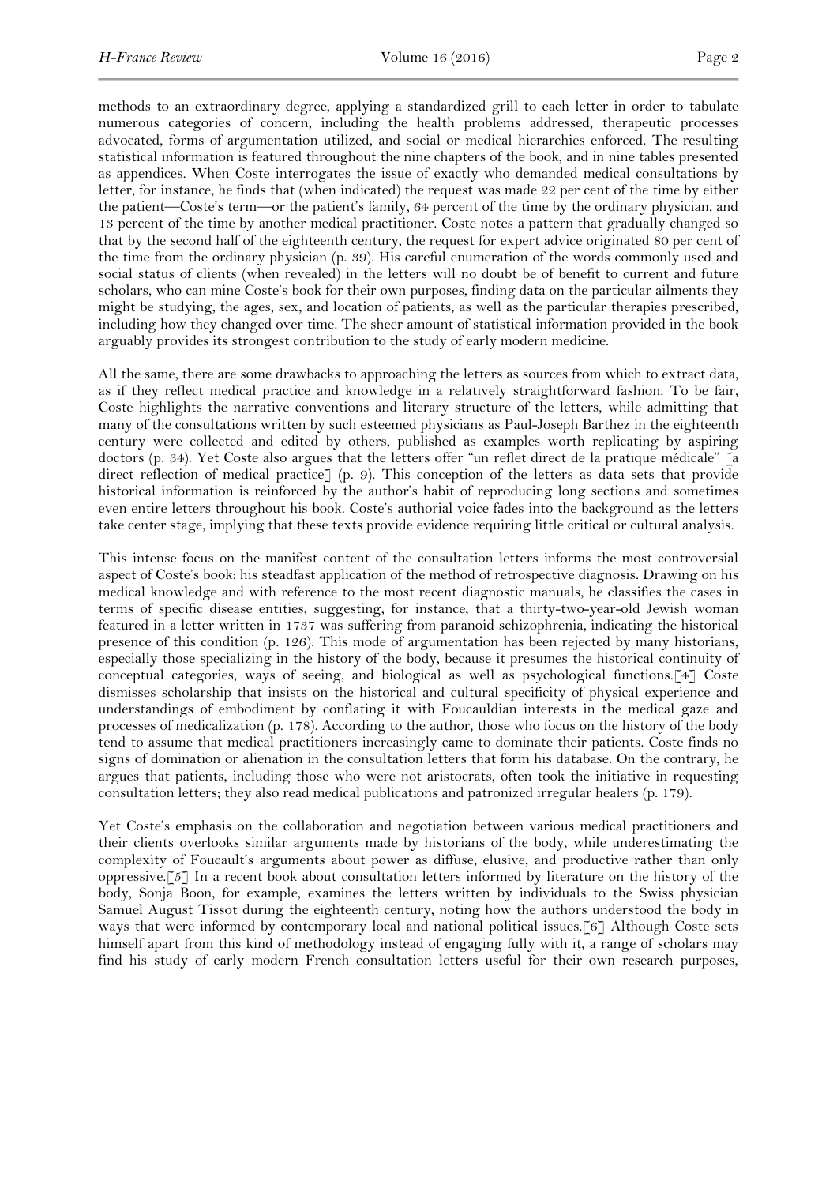methods to an extraordinary degree, applying a standardized grill to each letter in order to tabulate numerous categories of concern, including the health problems addressed, therapeutic processes advocated, forms of argumentation utilized, and social or medical hierarchies enforced. The resulting statistical information is featured throughout the nine chapters of the book, and in nine tables presented as appendices. When Coste interrogates the issue of exactly who demanded medical consultations by letter, for instance, he finds that (when indicated) the request was made 22 per cent of the time by either the patient—Coste's term—or the patient's family, 64 percent of the time by the ordinary physician, and 13 percent of the time by another medical practitioner. Coste notes a pattern that gradually changed so that by the second half of the eighteenth century, the request for expert advice originated 80 per cent of the time from the ordinary physician (p. 39). His careful enumeration of the words commonly used and social status of clients (when revealed) in the letters will no doubt be of benefit to current and future scholars, who can mine Coste's book for their own purposes, finding data on the particular ailments they might be studying, the ages, sex, and location of patients, as well as the particular therapies prescribed, including how they changed over time. The sheer amount of statistical information provided in the book arguably provides its strongest contribution to the study of early modern medicine.

All the same, there are some drawbacks to approaching the letters as sources from which to extract data, as if they reflect medical practice and knowledge in a relatively straightforward fashion. To be fair, Coste highlights the narrative conventions and literary structure of the letters, while admitting that many of the consultations written by such esteemed physicians as Paul-Joseph Barthez in the eighteenth century were collected and edited by others, published as examples worth replicating by aspiring doctors (p. 34). Yet Coste also argues that the letters offer "un reflet direct de la pratique médicale" [a direct reflection of medical practice] (p. 9). This conception of the letters as data sets that provide historical information is reinforced by the author's habit of reproducing long sections and sometimes even entire letters throughout his book. Coste's authorial voice fades into the background as the letters take center stage, implying that these texts provide evidence requiring little critical or cultural analysis.

This intense focus on the manifest content of the consultation letters informs the most controversial aspect of Coste's book: his steadfast application of the method of retrospective diagnosis. Drawing on his medical knowledge and with reference to the most recent diagnostic manuals, he classifies the cases in terms of specific disease entities, suggesting, for instance, that a thirty-two-year-old Jewish woman featured in a letter written in 1737 was suffering from paranoid schizophrenia, indicating the historical presence of this condition (p. 126). This mode of argumentation has been rejected by many historians, especially those specializing in the history of the body, because it presumes the historical continuity of conceptual categories, ways of seeing, and biological as well as psychological functions.[4] Coste dismisses scholarship that insists on the historical and cultural specificity of physical experience and understandings of embodiment by conflating it with Foucauldian interests in the medical gaze and processes of medicalization (p. 178). According to the author, those who focus on the history of the body tend to assume that medical practitioners increasingly came to dominate their patients. Coste finds no signs of domination or alienation in the consultation letters that form his database. On the contrary, he argues that patients, including those who were not aristocrats, often took the initiative in requesting consultation letters; they also read medical publications and patronized irregular healers (p. 179).

Yet Coste's emphasis on the collaboration and negotiation between various medical practitioners and their clients overlooks similar arguments made by historians of the body, while underestimating the complexity of Foucault's arguments about power as diffuse, elusive, and productive rather than only oppressive.[5] In a recent book about consultation letters informed by literature on the history of the body, Sonja Boon, for example, examines the letters written by individuals to the Swiss physician Samuel August Tissot during the eighteenth century, noting how the authors understood the body in ways that were informed by contemporary local and national political issues.[6] Although Coste sets himself apart from this kind of methodology instead of engaging fully with it, a range of scholars may find his study of early modern French consultation letters useful for their own research purposes,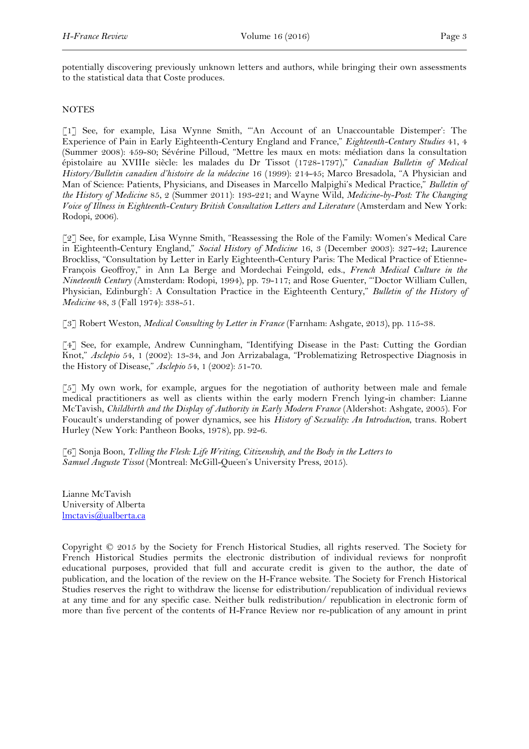potentially discovering previously unknown letters and authors, while bringing their own assessments to the statistical data that Coste produces.

NOTES

[1] See, for example, Lisa Wynne Smith, "'An Account of an Unaccountable Distemper': The Experience of Pain in Early Eighteenth-Century England and France," *Eighteenth-Century Studies* 41, 4 (Summer 2008): 459-80; Sévérine Pilloud, "Mettre les maux en mots: médiation dans la consultation épistolaire au XVIIIe siècle: les malades du Dr Tissot (1728-1797)," *Canadian Bulletin of Medical History/Bulletin canadien d'histoire de la médecine* 16 (1999): 214-45; Marco Bresadola, "A Physician and Man of Science: Patients, Physicians, and Diseases in Marcello Malpighi's Medical Practice," *Bulletin of the History of Medicine* 85, 2 (Summer 2011): 193-221; and Wayne Wild, *Medicine-by-Post: The Changing Voice of Illness in Eighteenth-Century British Consultation Letters and Literature* (Amsterdam and New York: Rodopi, 2006).

[2] See, for example, Lisa Wynne Smith, "Reassessing the Role of the Family: Women's Medical Care in Eighteenth-Century England," *Social History of Medicine* 16, 3 (December 2003): 327-42; Laurence Brockliss, "Consultation by Letter in Early Eighteenth-Century Paris: The Medical Practice of Etienne-François Geoffroy," in Ann La Berge and Mordechai Feingold, eds., *French Medical Culture in the Nineteenth Century* (Amsterdam: Rodopi, 1994), pp. 79-117; and Rose Guenter, "'Doctor William Cullen, Physician, Edinburgh': A Consultation Practice in the Eighteenth Century," *Bulletin of the History of Medicine* 48, 3 (Fall 1974): 338-51.

[3] Robert Weston, *Medical Consulting by Letter in France* (Farnham: Ashgate, 2013), pp. 115-38.

[4] See, for example, Andrew Cunningham, "Identifying Disease in the Past: Cutting the Gordian Knot," *Asclepio* 54, 1 (2002): 13-34, and Jon Arrizabalaga, "Problematizing Retrospective Diagnosis in the History of Disease," *Asclepio* 54, 1 (2002): 51-70.

[5] My own work, for example, argues for the negotiation of authority between male and female medical practitioners as well as clients within the early modern French lying-in chamber: Lianne McTavish, *Childbirth and the Display of Authority in Early Modern France* (Aldershot: Ashgate, 2005). For Foucault's understanding of power dynamics, see his *History of Sexuality: An Introduction*, trans. Robert Hurley (New York: Pantheon Books, 1978), pp. 92-6.

[6] Sonja Boon, *Telling the Flesh: Life Writing, Citizenship, and the Body in the Letters to Samuel Auguste Tissot* (Montreal: McGill-Queen's University Press, 2015).

Lianne McTavish
University of Alberta
lmctavis@ualberta.ca

Copyright © 2015 by the Society for French Historical Studies, all rights reserved. The Society for French Historical Studies permits the electronic distribution of individual reviews for nonprofit educational purposes, provided that full and accurate credit is given to the author, the date of publication, and the location of the review on the H-France website. The Society for French Historical Studies reserves the right to withdraw the license for edistribution/republication of individual reviews at any time and for any specific case. Neither bulk redistribution/ republication in electronic form of more than five percent of the contents of H-France Review nor re-publication of any amount in print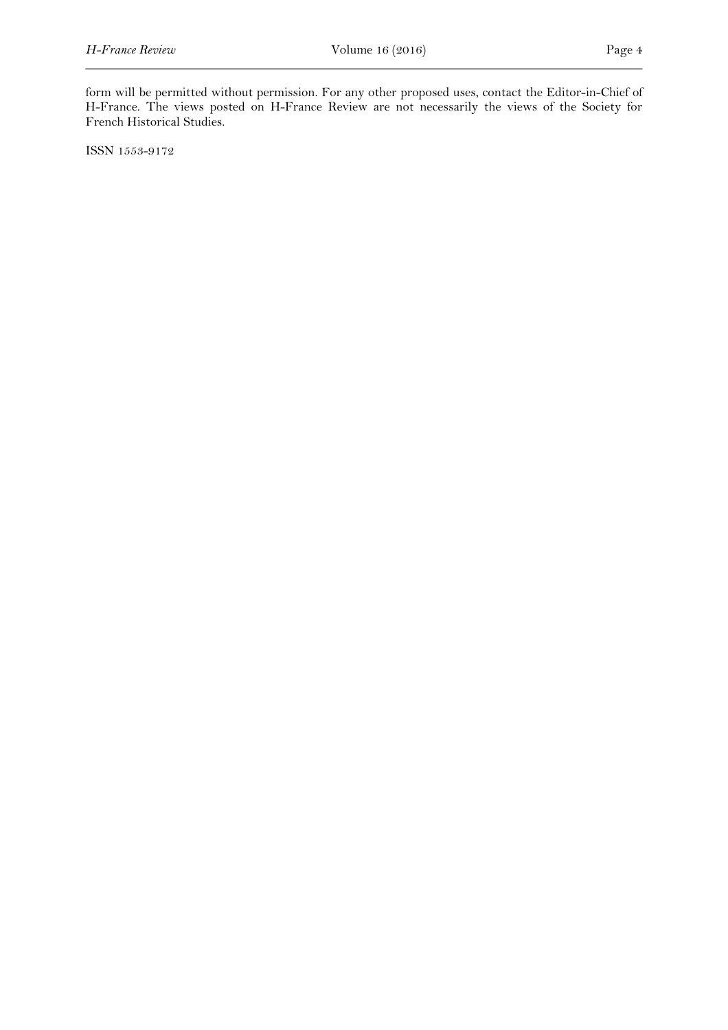form will be permitted without permission. For any other proposed uses, contact the Editor-in-Chief of H-France. The views posted on H-France Review are not necessarily the views of the Society for French Historical Studies.

ISSN 1553-9172